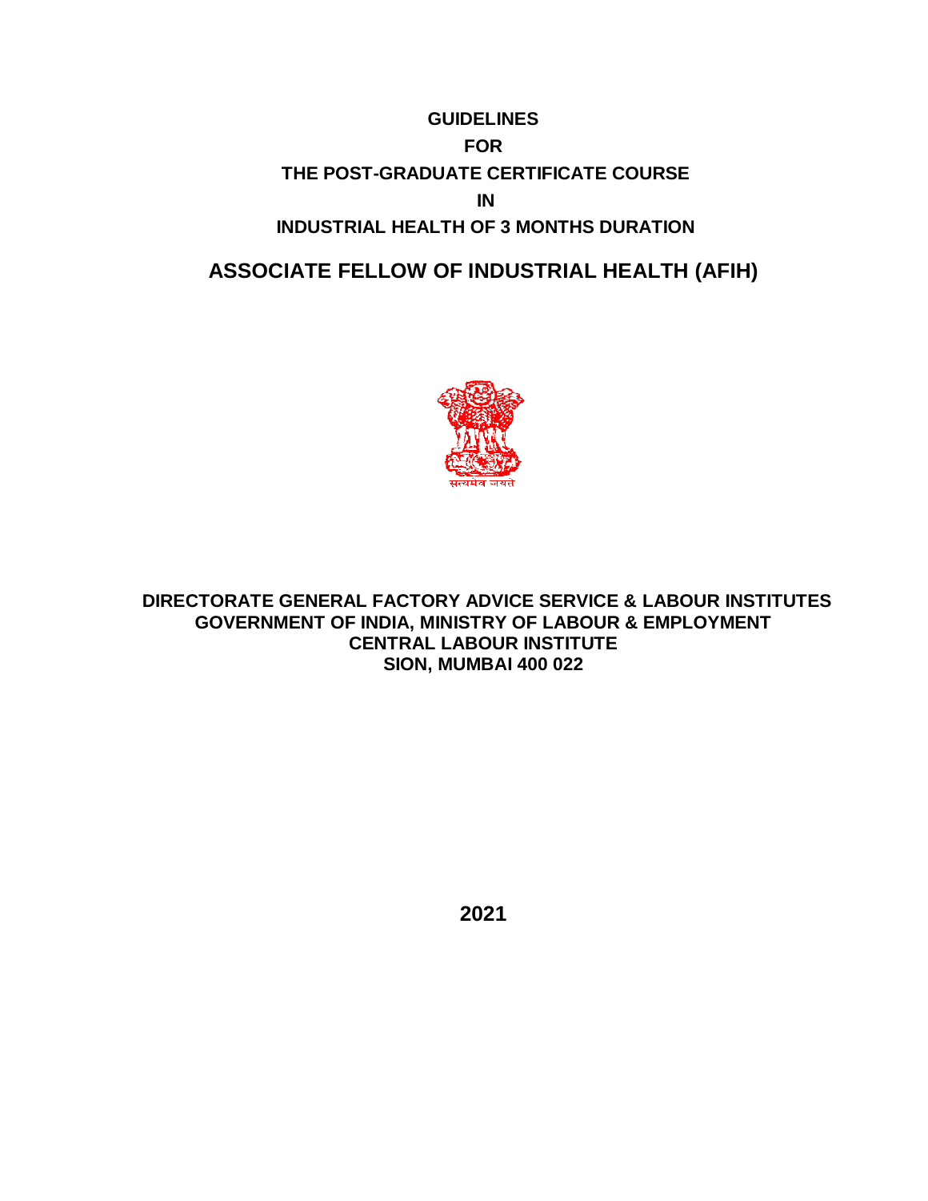# GUIDELINES

# FOR

# THE POST-GRADUATE CERTIFICATE COURSE

# IN

# INDUSTRIAL HEALTH OF 3 MONTHS DURATION

# ASSOCIATE FELLOW OF INDUSTRIAL HEALTH (AFIH)

सत्यमेव जयते

**DIRECTORATE GENERAL FACTORY ADVICE SERVICE & LABOUR INSTITUTES**
**GOVERNMENT OF INDIA, MINISTRY OF LABOUR & EMPLOYMENT**
**CENTRAL LABOUR INSTITUTE**
**SION, MUMBAI 400 022**

**2021**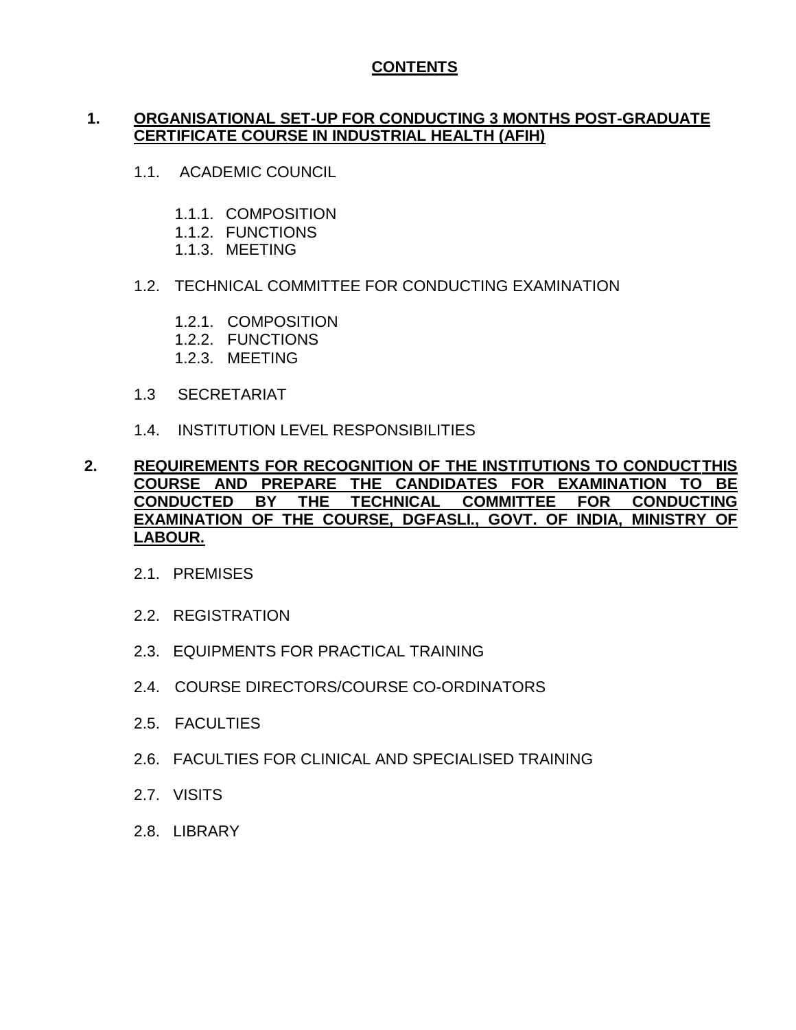# CONTENTS

**1. ORGANISATIONAL SET-UP FOR CONDUCTING 3 MONTHS POST-GRADUATE CERTIFICATE COURSE IN INDUSTRIAL HEALTH (AFIH)**

- 1.1. ACADEMIC COUNCIL
  - 1.1.1. COMPOSITION
  - 1.1.2. FUNCTIONS
  - 1.1.3. MEETING
- 1.2. TECHNICAL COMMITTEE FOR CONDUCTING EXAMINATION
  - 1.2.1. COMPOSITION
  - 1.2.2. FUNCTIONS
  - 1.2.3. MEETING
- 1.3 SECRETARIAT
- 1.4. INSTITUTION LEVEL RESPONSIBILITIES

**2. REQUIREMENTS FOR RECOGNITION OF THE INSTITUTIONS TO CONDUCT THIS COURSE AND PREPARE THE CANDIDATES FOR EXAMINATION TO BE CONDUCTED BY THE TECHNICAL COMMITTEE FOR CONDUCTING EXAMINATION OF THE COURSE, DGFASLI., GOVT. OF INDIA, MINISTRY OF LABOUR.**

- 2.1. PREMISES
- 2.2. REGISTRATION
- 2.3. EQUIPMENTS FOR PRACTICAL TRAINING
- 2.4. COURSE DIRECTORS/COURSE CO-ORDINATORS
- 2.5. FACULTIES
- 2.6. FACULTIES FOR CLINICAL AND SPECIALISED TRAINING
- 2.7. VISITS
- 2.8. LIBRARY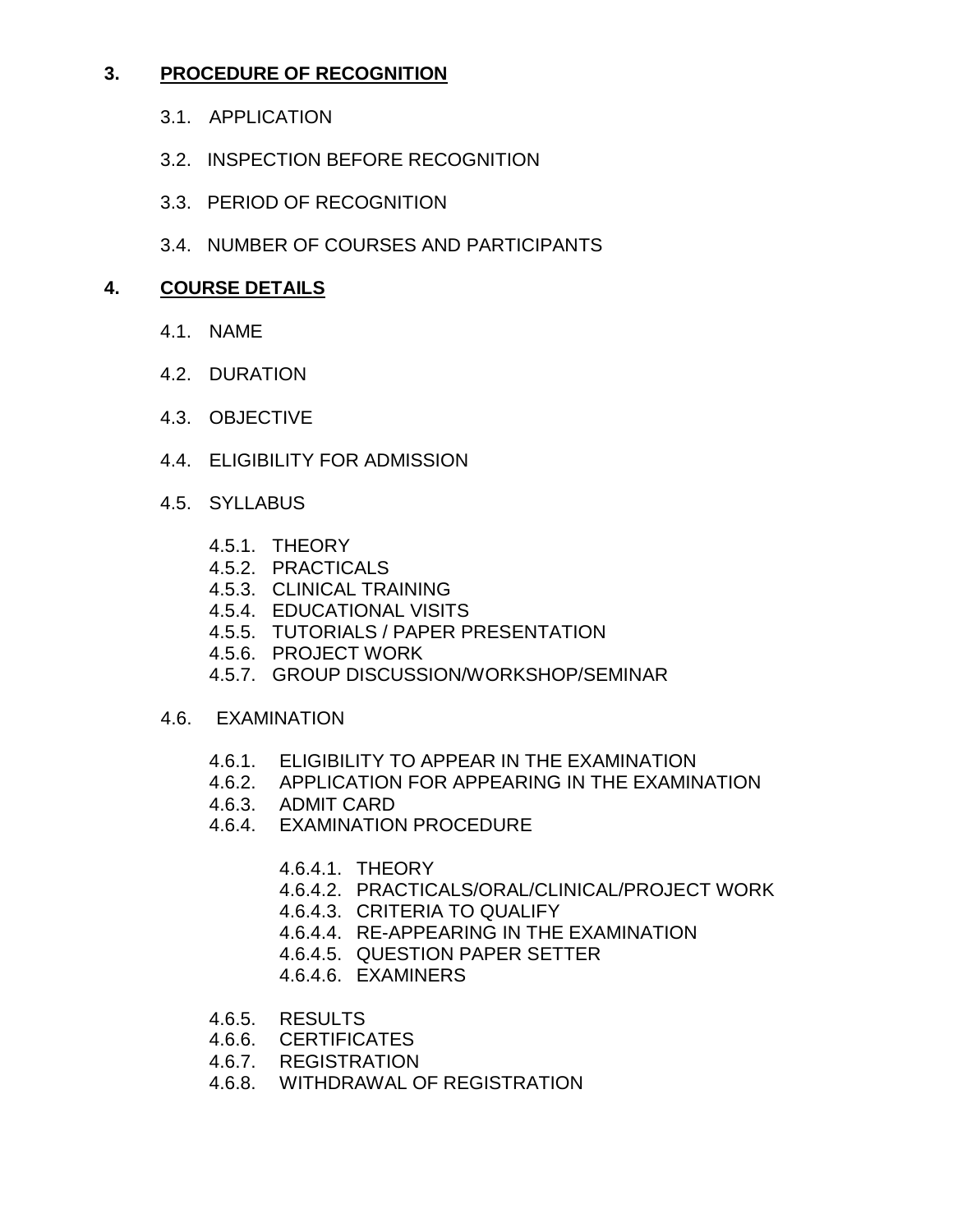## 3. PROCEDURE OF RECOGNITION

- 3.1. APPLICATION
- 3.2. INSPECTION BEFORE RECOGNITION
- 3.3. PERIOD OF RECOGNITION
- 3.4. NUMBER OF COURSES AND PARTICIPANTS

## 4. COURSE DETAILS

- 4.1. NAME
- 4.2. DURATION
- 4.3. OBJECTIVE
- 4.4. ELIGIBILITY FOR ADMISSION
- 4.5. SYLLABUS
  - 4.5.1. THEORY
  - 4.5.2. PRACTICALS
  - 4.5.3. CLINICAL TRAINING
  - 4.5.4. EDUCATIONAL VISITS
  - 4.5.5. TUTORIALS / PAPER PRESENTATION
  - 4.5.6. PROJECT WORK
  - 4.5.7. GROUP DISCUSSION/WORKSHOP/SEMINAR
- 4.6. EXAMINATION
  - 4.6.1. ELIGIBILITY TO APPEAR IN THE EXAMINATION
  - 4.6.2. APPLICATION FOR APPEARING IN THE EXAMINATION
  - 4.6.3. ADMIT CARD
  - 4.6.4. EXAMINATION PROCEDURE
    - 4.6.4.1. THEORY
    - 4.6.4.2. PRACTICALS/ORAL/CLINICAL/PROJECT WORK
    - 4.6.4.3. CRITERIA TO QUALIFY
    - 4.6.4.4. RE-APPEARING IN THE EXAMINATION
    - 4.6.4.5. QUESTION PAPER SETTER
    - 4.6.4.6. EXAMINERS
  - 4.6.5. RESULTS
  - 4.6.6. CERTIFICATES
  - 4.6.7. REGISTRATION
  - 4.6.8. WITHDRAWAL OF REGISTRATION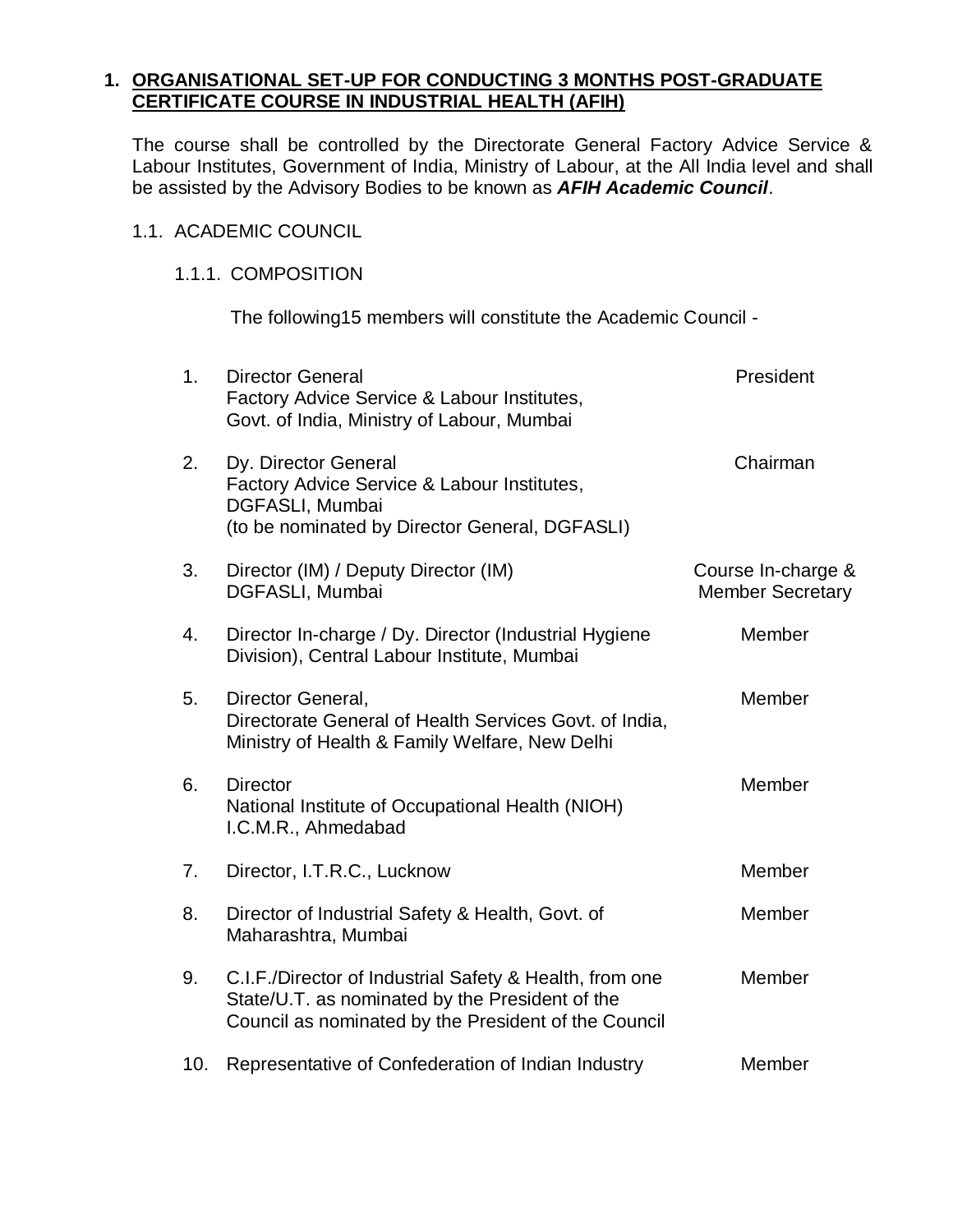## 1. ORGANISATIONAL SET-UP FOR CONDUCTING 3 MONTHS POST-GRADUATE CERTIFICATE COURSE IN INDUSTRIAL HEALTH (AFIH)

The course shall be controlled by the Directorate General Factory Advice Service & Labour Institutes, Government of India, Ministry of Labour, at the All India level and shall be assisted by the Advisory Bodies to be known as ***AFIH Academic Council***.

### 1.1. ACADEMIC COUNCIL

#### 1.1.1. COMPOSITION

The following15 members will constitute the Academic Council -

| | | |
|---|---|---|
| 1. | Director General<br>Factory Advice Service & Labour Institutes,<br>Govt. of India, Ministry of Labour, Mumbai | President |
| 2. | Dy. Director General<br>Factory Advice Service & Labour Institutes,<br>DGFASLI, Mumbai<br>(to be nominated by Director General, DGFASLI) | Chairman |
| 3. | Director (IM) / Deputy Director (IM)<br>DGFASLI, Mumbai | Course In-charge &<br>Member Secretary |
| 4. | Director In-charge / Dy. Director (Industrial Hygiene Division), Central Labour Institute, Mumbai | Member |
| 5. | Director General,<br>Directorate General of Health Services Govt. of India,<br>Ministry of Health & Family Welfare, New Delhi | Member |
| 6. | Director<br>National Institute of Occupational Health (NIOH)<br>I.C.M.R., Ahmedabad | Member |
| 7. | Director, I.T.R.C., Lucknow | Member |
| 8. | Director of Industrial Safety & Health, Govt. of Maharashtra, Mumbai | Member |
| 9. | C.I.F./Director of Industrial Safety & Health, from one State/U.T. as nominated by the President of the Council as nominated by the President of the Council | Member |
| 10. | Representative of Confederation of Indian Industry | Member |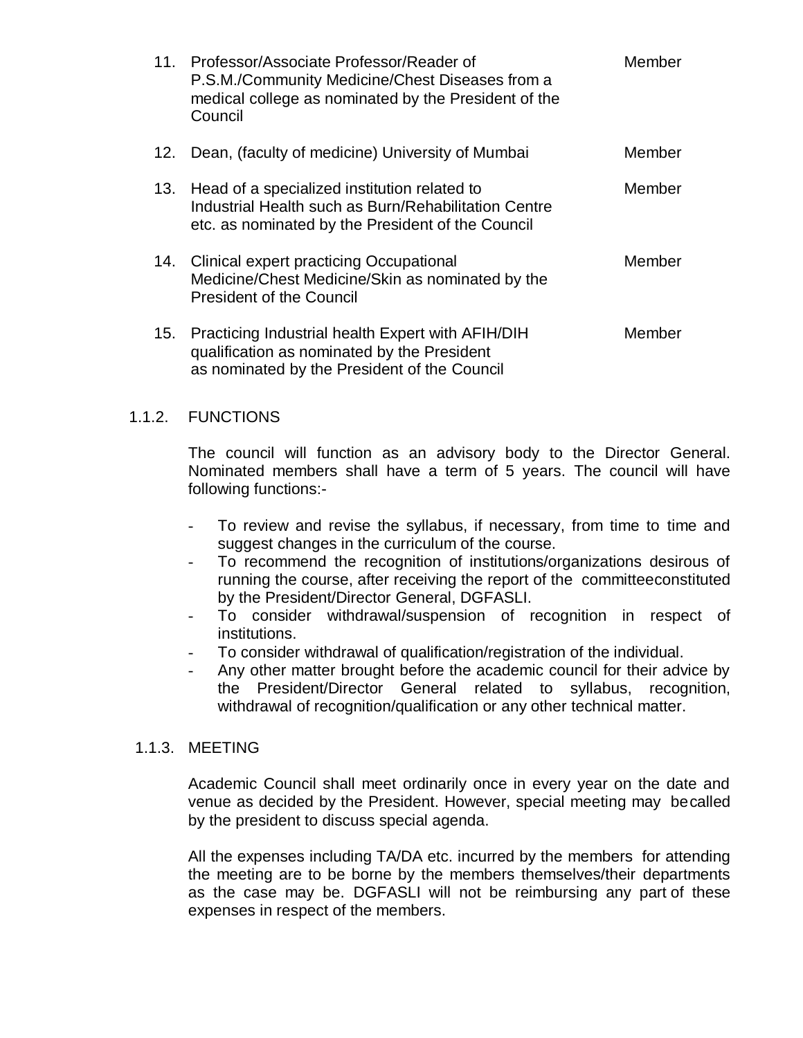| | | |
|---|---|---|
| 11. | Professor/Associate Professor/Reader of P.S.M./Community Medicine/Chest Diseases from a medical college as nominated by the President of the Council | Member |
| 12. | Dean, (faculty of medicine) University of Mumbai | Member |
| 13. | Head of a specialized institution related to Industrial Health such as Burn/Rehabilitation Centre etc. as nominated by the President of the Council | Member |
| 14. | Clinical expert practicing Occupational Medicine/Chest Medicine/Skin as nominated by the President of the Council | Member |
| 15. | Practicing Industrial health Expert with AFIH/DIH qualification as nominated by the President as nominated by the President of the Council | Member |

1.1.2. FUNCTIONS

The council will function as an advisory body to the Director General. Nominated members shall have a term of 5 years. The council will have following functions:-

- To review and revise the syllabus, if necessary, from time to time and suggest changes in the curriculum of the course.
- To recommend the recognition of institutions/organizations desirous of running the course, after receiving the report of the committeeconstituted by the President/Director General, DGFASLI.
- To consider withdrawal/suspension of recognition in respect of institutions.
- To consider withdrawal of qualification/registration of the individual.
- Any other matter brought before the academic council for their advice by the President/Director General related to syllabus, recognition, withdrawal of recognition/qualification or any other technical matter.

1.1.3. MEETING

Academic Council shall meet ordinarily once in every year on the date and venue as decided by the President. However, special meeting may becalled by the president to discuss special agenda.

All the expenses including TA/DA etc. incurred by the members for attending the meeting are to be borne by the members themselves/their departments as the case may be. DGFASLI will not be reimbursing any part of these expenses in respect of the members.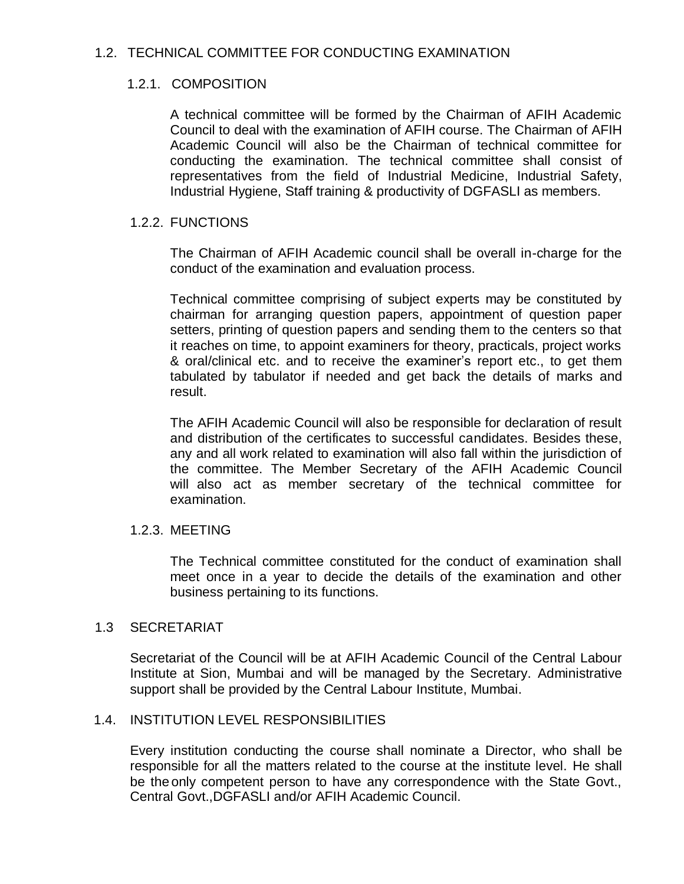## 1.2. TECHNICAL COMMITTEE FOR CONDUCTING EXAMINATION

### 1.2.1. COMPOSITION

A technical committee will be formed by the Chairman of AFIH Academic Council to deal with the examination of AFIH course. The Chairman of AFIH Academic Council will also be the Chairman of technical committee for conducting the examination. The technical committee shall consist of representatives from the field of Industrial Medicine, Industrial Safety, Industrial Hygiene, Staff training & productivity of DGFASLI as members.

### 1.2.2. FUNCTIONS

The Chairman of AFIH Academic council shall be overall in-charge for the conduct of the examination and evaluation process.

Technical committee comprising of subject experts may be constituted by chairman for arranging question papers, appointment of question paper setters, printing of question papers and sending them to the centers so that it reaches on time, to appoint examiners for theory, practicals, project works & oral/clinical etc. and to receive the examiner's report etc., to get them tabulated by tabulator if needed and get back the details of marks and result.

The AFIH Academic Council will also be responsible for declaration of result and distribution of the certificates to successful candidates. Besides these, any and all work related to examination will also fall within the jurisdiction of the committee. The Member Secretary of the AFIH Academic Council will also act as member secretary of the technical committee for examination.

### 1.2.3. MEETING

The Technical committee constituted for the conduct of examination shall meet once in a year to decide the details of the examination and other business pertaining to its functions.

## 1.3 SECRETARIAT

Secretariat of the Council will be at AFIH Academic Council of the Central Labour Institute at Sion, Mumbai and will be managed by the Secretary. Administrative support shall be provided by the Central Labour Institute, Mumbai.

## 1.4. INSTITUTION LEVEL RESPONSIBILITIES

Every institution conducting the course shall nominate a Director, who shall be responsible for all the matters related to the course at the institute level. He shall be the only competent person to have any correspondence with the State Govt., Central Govt.,DGFASLI and/or AFIH Academic Council.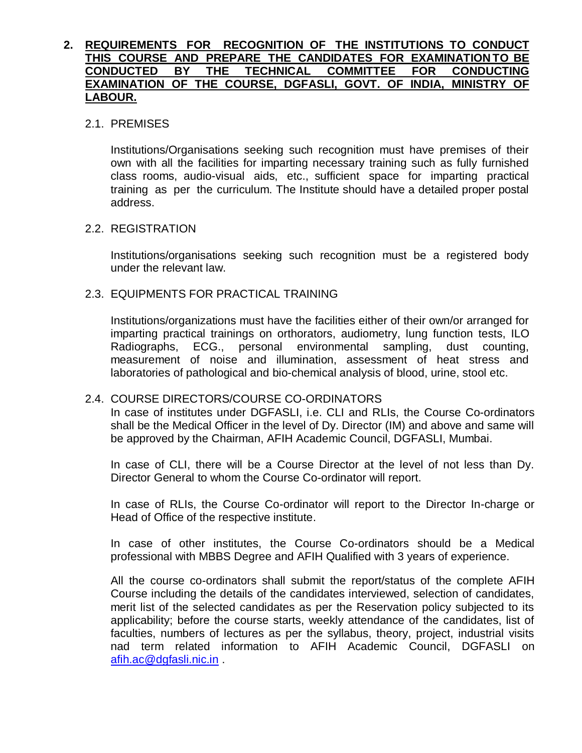## 2. REQUIREMENTS FOR RECOGNITION OF THE INSTITUTIONS TO CONDUCT THIS COURSE AND PREPARE THE CANDIDATES FOR EXAMINATION TO BE CONDUCTED BY THE TECHNICAL COMMITTEE FOR CONDUCTING EXAMINATION OF THE COURSE, DGFASLI, GOVT. OF INDIA, MINISTRY OF LABOUR.

### 2.1. PREMISES

Institutions/Organisations seeking such recognition must have premises of their own with all the facilities for imparting necessary training such as fully furnished class rooms, audio-visual aids, etc., sufficient space for imparting practical training as per the curriculum. The Institute should have a detailed proper postal address.

### 2.2. REGISTRATION

Institutions/organisations seeking such recognition must be a registered body under the relevant law.

### 2.3. EQUIPMENTS FOR PRACTICAL TRAINING

Institutions/organizations must have the facilities either of their own/or arranged for imparting practical trainings on orthorators, audiometry, lung function tests, ILO Radiographs, ECG., personal environmental sampling, dust counting, measurement of noise and illumination, assessment of heat stress and laboratories of pathological and bio-chemical analysis of blood, urine, stool etc.

### 2.4. COURSE DIRECTORS/COURSE CO-ORDINATORS

In case of institutes under DGFASLI, i.e. CLI and RLIs, the Course Co-ordinators shall be the Medical Officer in the level of Dy. Director (IM) and above and same will be approved by the Chairman, AFIH Academic Council, DGFASLI, Mumbai.

In case of CLI, there will be a Course Director at the level of not less than Dy. Director General to whom the Course Co-ordinator will report.

In case of RLIs, the Course Co-ordinator will report to the Director In-charge or Head of Office of the respective institute.

In case of other institutes, the Course Co-ordinators should be a Medical professional with MBBS Degree and AFIH Qualified with 3 years of experience.

All the course co-ordinators shall submit the report/status of the complete AFIH Course including the details of the candidates interviewed, selection of candidates, merit list of the selected candidates as per the Reservation policy subjected to its applicability; before the course starts, weekly attendance of the candidates, list of faculties, numbers of lectures as per the syllabus, theory, project, industrial visits nad term related information to AFIH Academic Council, DGFASLI on afih.ac@dgfasli.nic.in .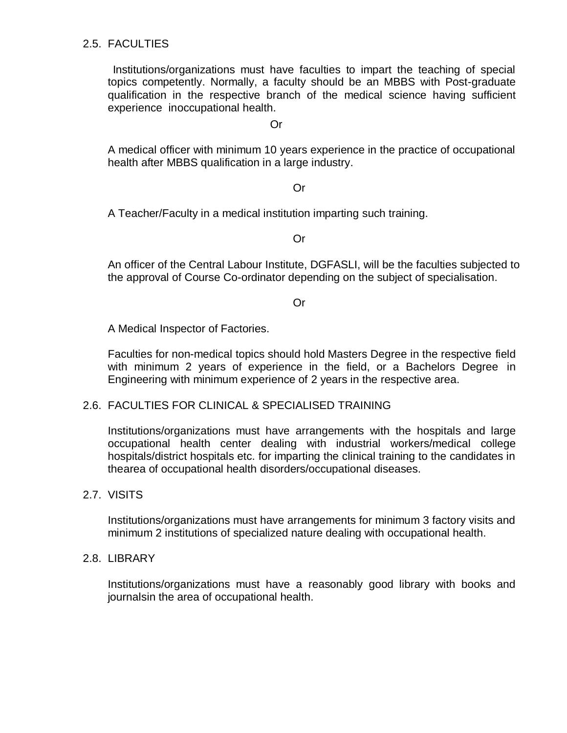## 2.5. FACULTIES

Institutions/organizations must have faculties to impart the teaching of special topics competently. Normally, a faculty should be an MBBS with Post-graduate qualification in the respective branch of the medical science having sufficient experience inoccupational health.

Or

A medical officer with minimum 10 years experience in the practice of occupational health after MBBS qualification in a large industry.

Or

A Teacher/Faculty in a medical institution imparting such training.

Or

An officer of the Central Labour Institute, DGFASLI, will be the faculties subjected to the approval of Course Co-ordinator depending on the subject of specialisation.

Or

A Medical Inspector of Factories.

Faculties for non-medical topics should hold Masters Degree in the respective field with minimum 2 years of experience in the field, or a Bachelors Degree in Engineering with minimum experience of 2 years in the respective area.

## 2.6. FACULTIES FOR CLINICAL & SPECIALISED TRAINING

Institutions/organizations must have arrangements with the hospitals and large occupational health center dealing with industrial workers/medical college hospitals/district hospitals etc. for imparting the clinical training to the candidates in thearea of occupational health disorders/occupational diseases.

## 2.7. VISITS

Institutions/organizations must have arrangements for minimum 3 factory visits and minimum 2 institutions of specialized nature dealing with occupational health.

## 2.8. LIBRARY

Institutions/organizations must have a reasonably good library with books and journalsin the area of occupational health.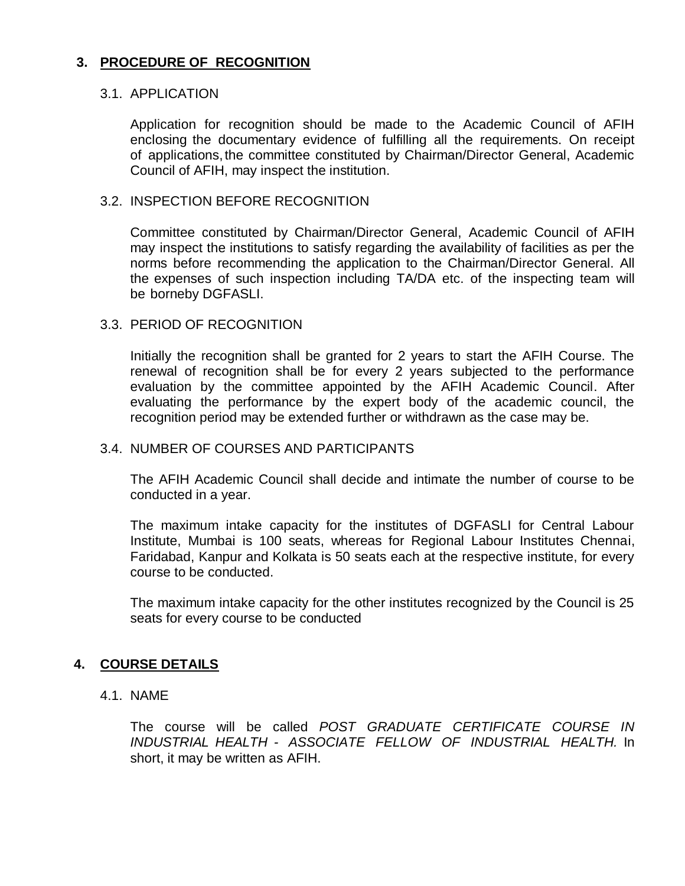## 3. PROCEDURE OF RECOGNITION

### 3.1. APPLICATION

Application for recognition should be made to the Academic Council of AFIH enclosing the documentary evidence of fulfilling all the requirements. On receipt of applications, the committee constituted by Chairman/Director General, Academic Council of AFIH, may inspect the institution.

### 3.2. INSPECTION BEFORE RECOGNITION

Committee constituted by Chairman/Director General, Academic Council of AFIH may inspect the institutions to satisfy regarding the availability of facilities as per the norms before recommending the application to the Chairman/Director General. All the expenses of such inspection including TA/DA etc. of the inspecting team will be borneby DGFASLI.

### 3.3. PERIOD OF RECOGNITION

Initially the recognition shall be granted for 2 years to start the AFIH Course. The renewal of recognition shall be for every 2 years subjected to the performance evaluation by the committee appointed by the AFIH Academic Council. After evaluating the performance by the expert body of the academic council, the recognition period may be extended further or withdrawn as the case may be.

### 3.4. NUMBER OF COURSES AND PARTICIPANTS

The AFIH Academic Council shall decide and intimate the number of course to be conducted in a year.

The maximum intake capacity for the institutes of DGFASLI for Central Labour Institute, Mumbai is 100 seats, whereas for Regional Labour Institutes Chennai, Faridabad, Kanpur and Kolkata is 50 seats each at the respective institute, for every course to be conducted.

The maximum intake capacity for the other institutes recognized by the Council is 25 seats for every course to be conducted

## 4. COURSE DETAILS

### 4.1. NAME

The course will be called *POST GRADUATE CERTIFICATE COURSE IN INDUSTRIAL HEALTH - ASSOCIATE FELLOW OF INDUSTRIAL HEALTH.* In short, it may be written as AFIH.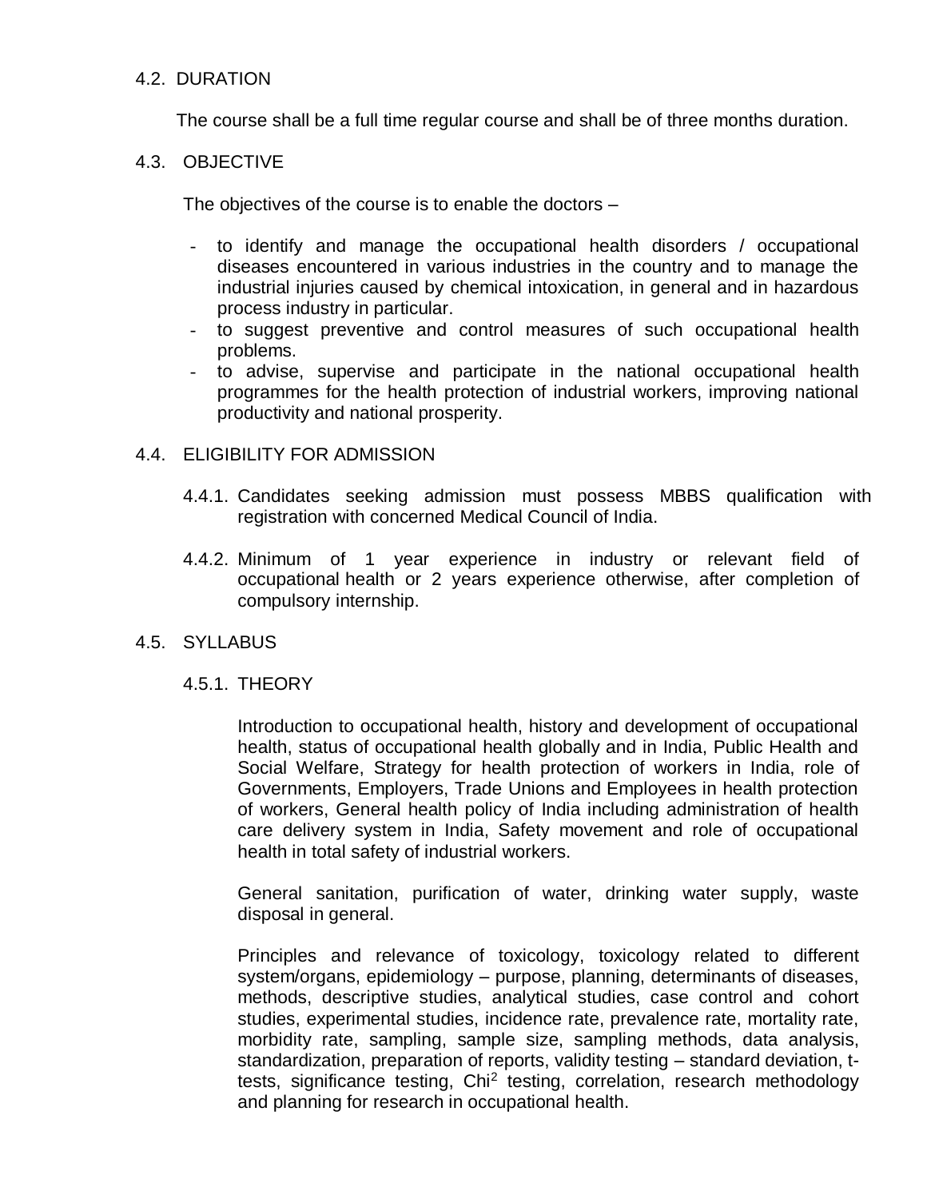### 4.2. DURATION

The course shall be a full time regular course and shall be of three months duration.

### 4.3. OBJECTIVE

The objectives of the course is to enable the doctors –

- to identify and manage the occupational health disorders / occupational diseases encountered in various industries in the country and to manage the industrial injuries caused by chemical intoxication, in general and in hazardous process industry in particular.
- to suggest preventive and control measures of such occupational health problems.
- to advise, supervise and participate in the national occupational health programmes for the health protection of industrial workers, improving national productivity and national prosperity.

### 4.4. ELIGIBILITY FOR ADMISSION

4.4.1. Candidates seeking admission must possess MBBS qualification with registration with concerned Medical Council of India.

4.4.2. Minimum of 1 year experience in industry or relevant field of occupational health or 2 years experience otherwise, after completion of compulsory internship.

### 4.5. SYLLABUS

#### 4.5.1. THEORY

Introduction to occupational health, history and development of occupational health, status of occupational health globally and in India, Public Health and Social Welfare, Strategy for health protection of workers in India, role of Governments, Employers, Trade Unions and Employees in health protection of workers, General health policy of India including administration of health care delivery system in India, Safety movement and role of occupational health in total safety of industrial workers.

General sanitation, purification of water, drinking water supply, waste disposal in general.

Principles and relevance of toxicology, toxicology related to different system/organs, epidemiology – purpose, planning, determinants of diseases, methods, descriptive studies, analytical studies, case control and cohort studies, experimental studies, incidence rate, prevalence rate, mortality rate, morbidity rate, sampling, sample size, sampling methods, data analysis, standardization, preparation of reports, validity testing – standard deviation, t-tests, significance testing, $Chi^2$ testing, correlation, research methodology and planning for research in occupational health.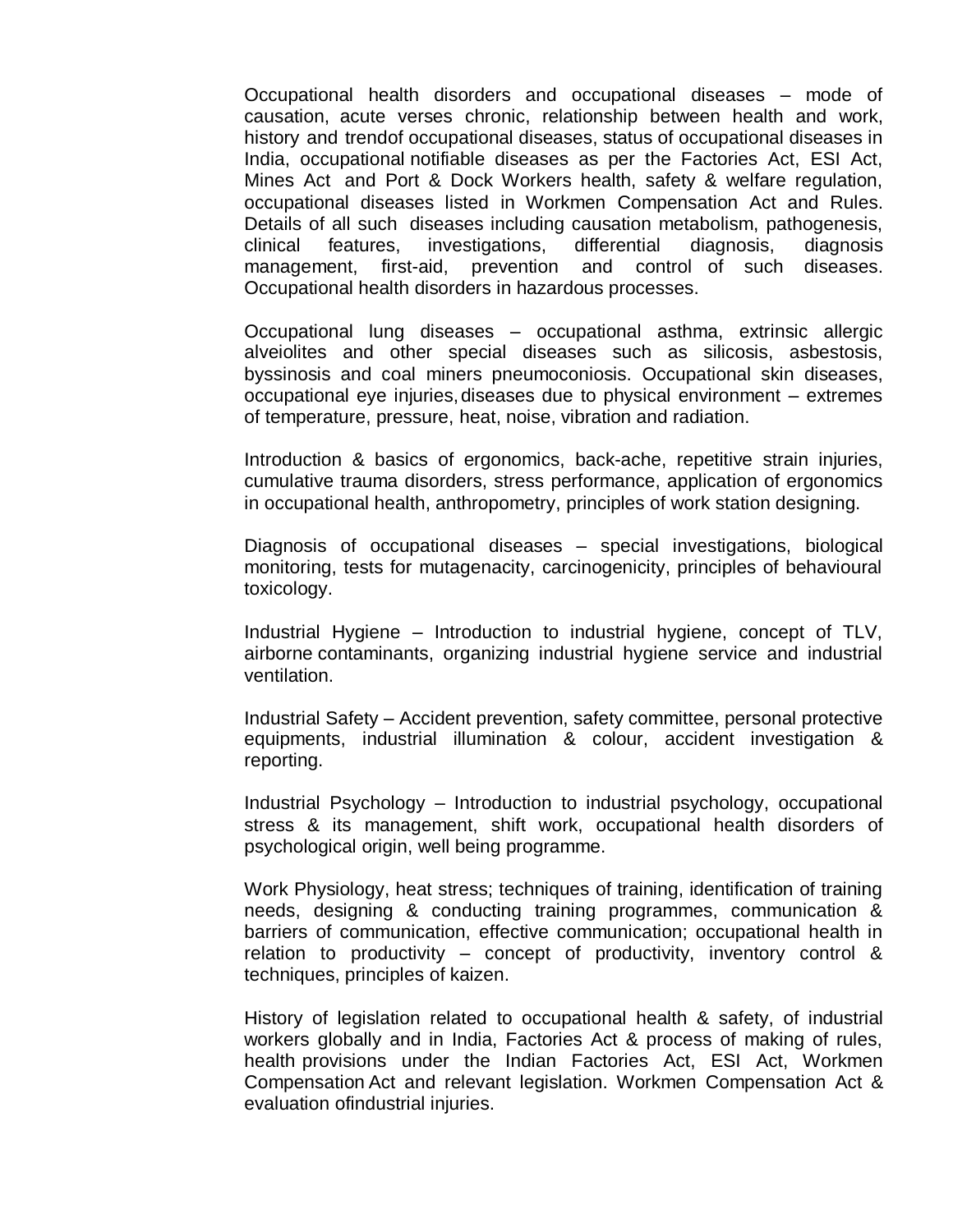Occupational health disorders and occupational diseases – mode of causation, acute verses chronic, relationship between health and work, history and trendof occupational diseases, status of occupational diseases in India, occupational notifiable diseases as per the Factories Act, ESI Act, Mines Act and Port & Dock Workers health, safety & welfare regulation, occupational diseases listed in Workmen Compensation Act and Rules. Details of all such diseases including causation metabolism, pathogenesis, clinical features, investigations, differential diagnosis, diagnosis management, first-aid, prevention and control of such diseases. Occupational health disorders in hazardous processes.

Occupational lung diseases – occupational asthma, extrinsic allergic alveiolites and other special diseases such as silicosis, asbestosis, byssinosis and coal miners pneumoconiosis. Occupational skin diseases, occupational eye injuries, diseases due to physical environment – extremes of temperature, pressure, heat, noise, vibration and radiation.

Introduction & basics of ergonomics, back-ache, repetitive strain injuries, cumulative trauma disorders, stress performance, application of ergonomics in occupational health, anthropometry, principles of work station designing.

Diagnosis of occupational diseases – special investigations, biological monitoring, tests for mutagenacity, carcinogenicity, principles of behavioural toxicology.

Industrial Hygiene – Introduction to industrial hygiene, concept of TLV, airborne contaminants, organizing industrial hygiene service and industrial ventilation.

Industrial Safety – Accident prevention, safety committee, personal protective equipments, industrial illumination & colour, accident investigation & reporting.

Industrial Psychology – Introduction to industrial psychology, occupational stress & its management, shift work, occupational health disorders of psychological origin, well being programme.

Work Physiology, heat stress; techniques of training, identification of training needs, designing & conducting training programmes, communication & barriers of communication, effective communication; occupational health in relation to productivity – concept of productivity, inventory control & techniques, principles of kaizen.

History of legislation related to occupational health & safety, of industrial workers globally and in India, Factories Act & process of making of rules, health provisions under the Indian Factories Act, ESI Act, Workmen Compensation Act and relevant legislation. Workmen Compensation Act & evaluation ofindustrial injuries.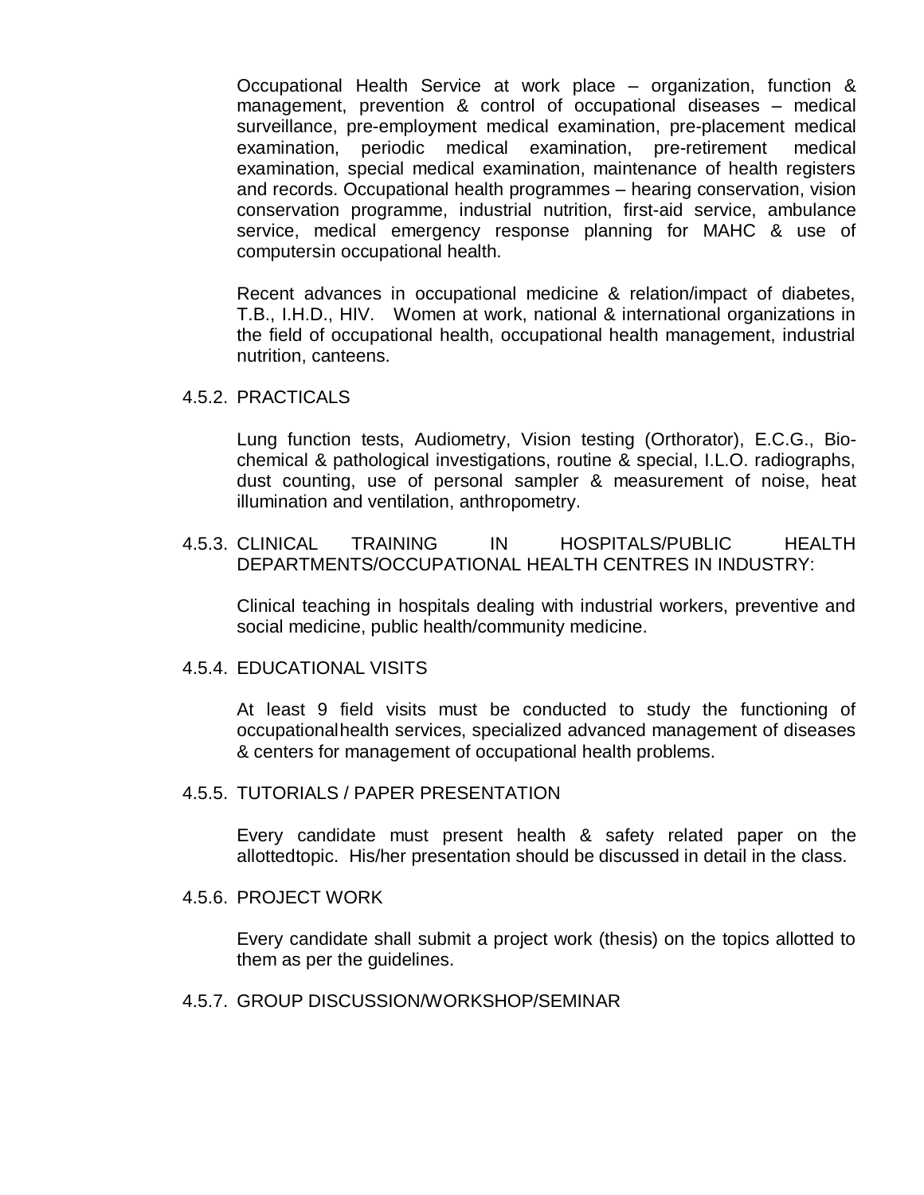Occupational Health Service at work place – organization, function & management, prevention & control of occupational diseases – medical surveillance, pre-employment medical examination, pre-placement medical examination, periodic medical examination, pre-retirement medical examination, special medical examination, maintenance of health registers and records. Occupational health programmes – hearing conservation, vision conservation programme, industrial nutrition, first-aid service, ambulance service, medical emergency response planning for MAHC & use of computersin occupational health.

Recent advances in occupational medicine & relation/impact of diabetes, T.B., I.H.D., HIV. Women at work, national & international organizations in the field of occupational health, occupational health management, industrial nutrition, canteens.

### 4.5.2. PRACTICALS

Lung function tests, Audiometry, Vision testing (Orthorator), E.C.G., Bio-chemical & pathological investigations, routine & special, I.L.O. radiographs, dust counting, use of personal sampler & measurement of noise, heat illumination and ventilation, anthropometry.

### 4.5.3. CLINICAL TRAINING IN HOSPITALS/PUBLIC HEALTH DEPARTMENTS/OCCUPATIONAL HEALTH CENTRES IN INDUSTRY:

Clinical teaching in hospitals dealing with industrial workers, preventive and social medicine, public health/community medicine.

### 4.5.4. EDUCATIONAL VISITS

At least 9 field visits must be conducted to study the functioning of occupationalhealth services, specialized advanced management of diseases & centers for management of occupational health problems.

### 4.5.5. TUTORIALS / PAPER PRESENTATION

Every candidate must present health & safety related paper on the allottedtopic. His/her presentation should be discussed in detail in the class.

### 4.5.6. PROJECT WORK

Every candidate shall submit a project work (thesis) on the topics allotted to them as per the guidelines.

### 4.5.7. GROUP DISCUSSION/WORKSHOP/SEMINAR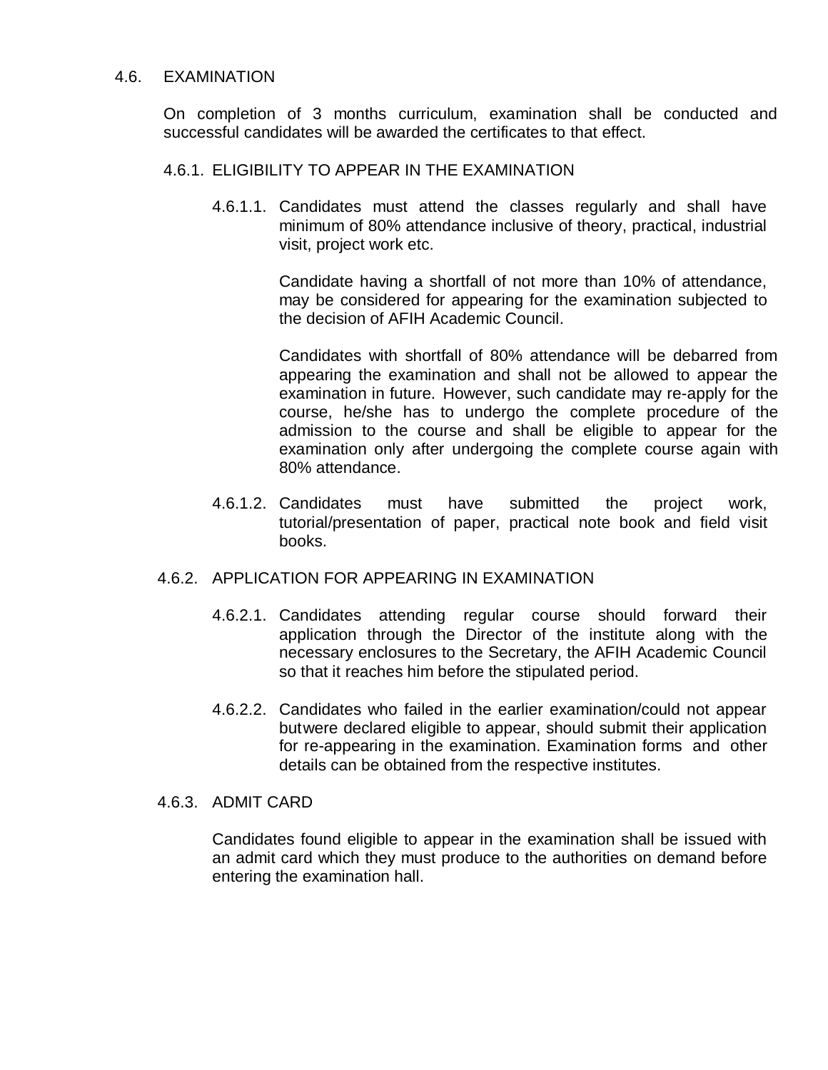## 4.6. EXAMINATION

On completion of 3 months curriculum, examination shall be conducted and successful candidates will be awarded the certificates to that effect.

### 4.6.1. ELIGIBILITY TO APPEAR IN THE EXAMINATION

4.6.1.1. Candidates must attend the classes regularly and shall have minimum of 80% attendance inclusive of theory, practical, industrial visit, project work etc.

Candidate having a shortfall of not more than 10% of attendance, may be considered for appearing for the examination subjected to the decision of AFIH Academic Council.

Candidates with shortfall of 80% attendance will be debarred from appearing the examination and shall not be allowed to appear the examination in future. However, such candidate may re-apply for the course, he/she has to undergo the complete procedure of the admission to the course and shall be eligible to appear for the examination only after undergoing the complete course again with 80% attendance.

4.6.1.2. Candidates must have submitted the project work, tutorial/presentation of paper, practical note book and field visit books.

### 4.6.2. APPLICATION FOR APPEARING IN EXAMINATION

4.6.2.1. Candidates attending regular course should forward their application through the Director of the institute along with the necessary enclosures to the Secretary, the AFIH Academic Council so that it reaches him before the stipulated period.

4.6.2.2. Candidates who failed in the earlier examination/could not appear butwere declared eligible to appear, should submit their application for re-appearing in the examination. Examination forms and other details can be obtained from the respective institutes.

### 4.6.3. ADMIT CARD

Candidates found eligible to appear in the examination shall be issued with an admit card which they must produce to the authorities on demand before entering the examination hall.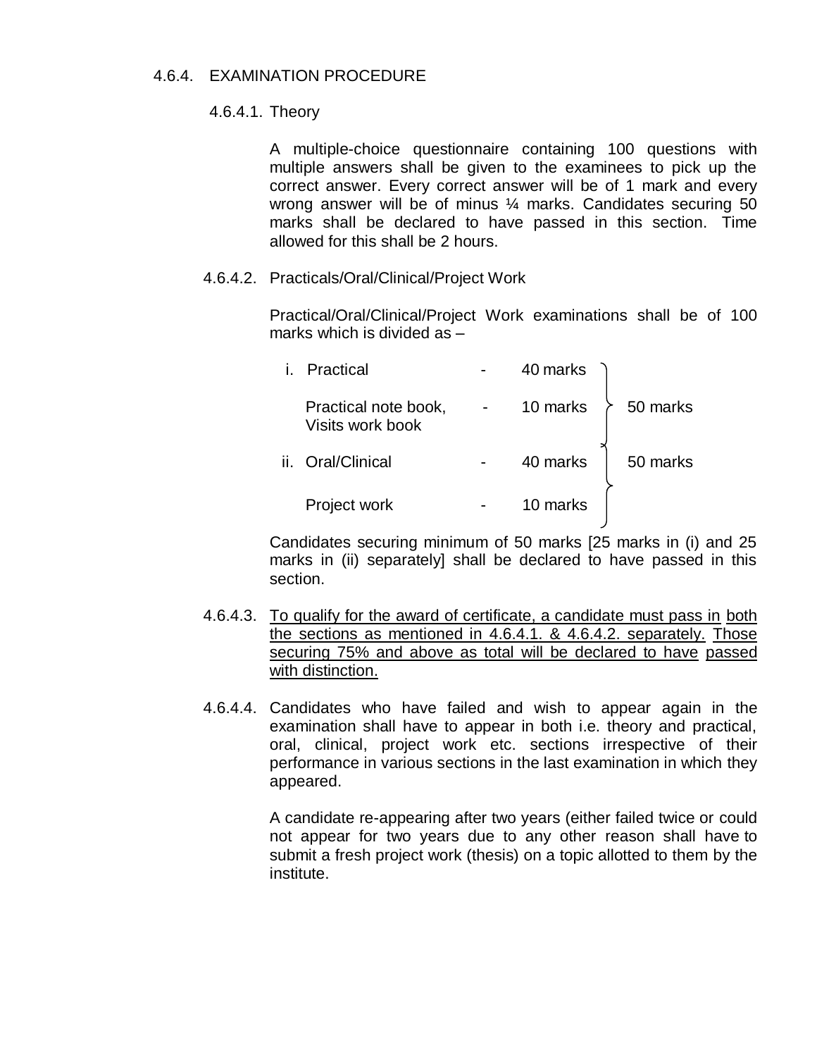#### 4.6.4. EXAMINATION PROCEDURE

##### 4.6.4.1. Theory

A multiple-choice questionnaire containing 100 questions with multiple answers shall be given to the examinees to pick up the correct answer. Every correct answer will be of 1 mark and every wrong answer will be of minus ¼ marks. Candidates securing 50 marks shall be declared to have passed in this section. Time allowed for this shall be 2 hours.

##### 4.6.4.2. Practicals/Oral/Clinical/Project Work

Practical/Oral/Clinical/Project Work examinations shall be of 100 marks which is divided as –

| | Component | | Marks | Total |
|---|---|---|---|---|
| i. | Practical | - | 40 marks | 50 marks |
| | Practical note book, Visits work book | - | 10 marks | |
| ii. | Oral/Clinical | - | 40 marks | 50 marks |
| | Project work | - | 10 marks | |

Candidates securing minimum of 50 marks [25 marks in (i) and 25 marks in (ii) separately] shall be declared to have passed in this section.

4.6.4.3. To qualify for the award of certificate, a candidate must pass in both the sections as mentioned in 4.6.4.1. & 4.6.4.2. separately. Those securing 75% and above as total will be declared to have passed with distinction.

4.6.4.4. Candidates who have failed and wish to appear again in the examination shall have to appear in both i.e. theory and practical, oral, clinical, project work etc. sections irrespective of their performance in various sections in the last examination in which they appeared.

A candidate re-appearing after two years (either failed twice or could not appear for two years due to any other reason shall have to submit a fresh project work (thesis) on a topic allotted to them by the institute.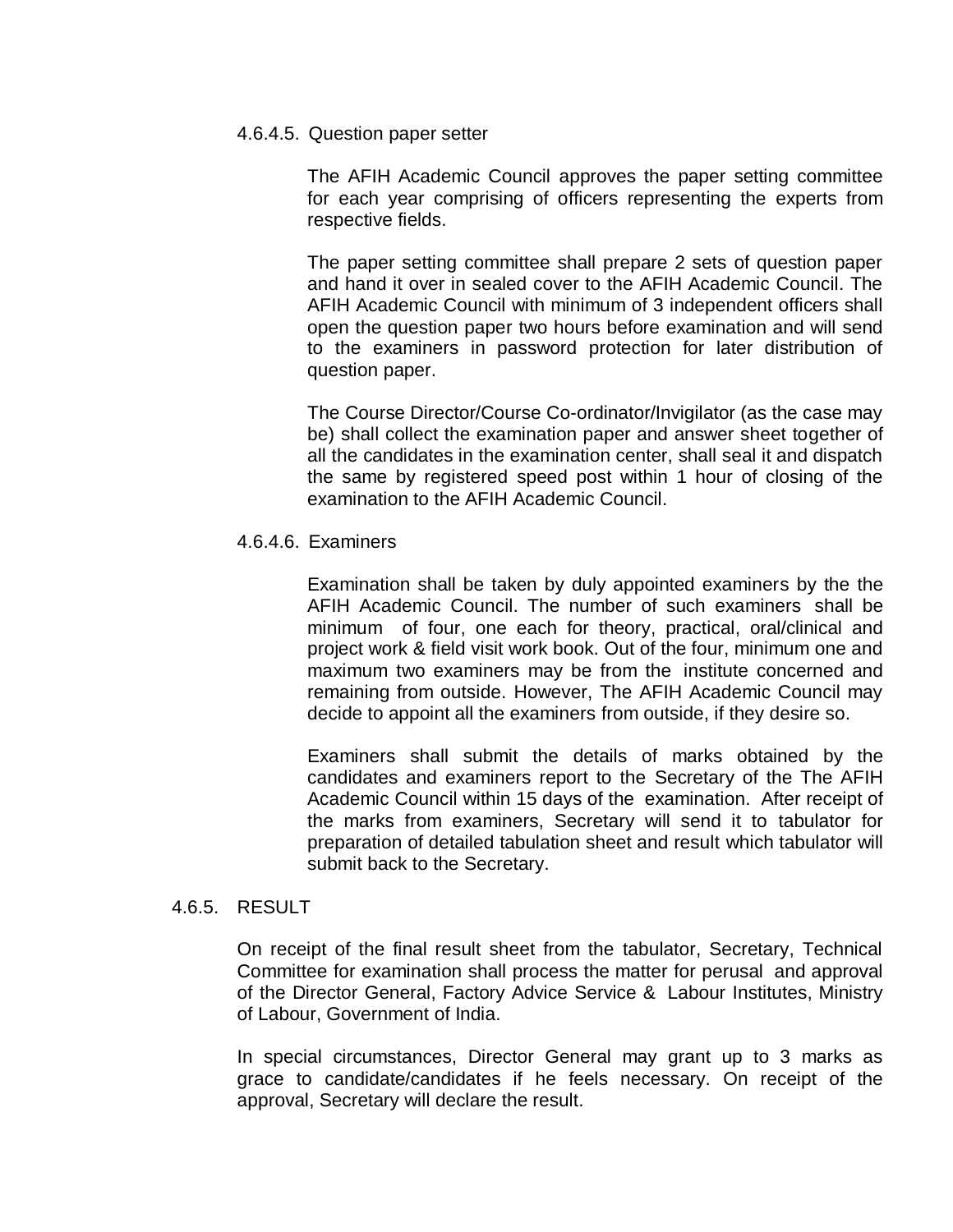#### 4.6.4.5. Question paper setter

The AFIH Academic Council approves the paper setting committee for each year comprising of officers representing the experts from respective fields.

The paper setting committee shall prepare 2 sets of question paper and hand it over in sealed cover to the AFIH Academic Council. The AFIH Academic Council with minimum of 3 independent officers shall open the question paper two hours before examination and will send to the examiners in password protection for later distribution of question paper.

The Course Director/Course Co-ordinator/Invigilator (as the case may be) shall collect the examination paper and answer sheet together of all the candidates in the examination center, shall seal it and dispatch the same by registered speed post within 1 hour of closing of the examination to the AFIH Academic Council.

#### 4.6.4.6. Examiners

Examination shall be taken by duly appointed examiners by the the AFIH Academic Council. The number of such examiners shall be minimum of four, one each for theory, practical, oral/clinical and project work & field visit work book. Out of the four, minimum one and maximum two examiners may be from the institute concerned and remaining from outside. However, The AFIH Academic Council may decide to appoint all the examiners from outside, if they desire so.

Examiners shall submit the details of marks obtained by the candidates and examiners report to the Secretary of the The AFIH Academic Council within 15 days of the examination. After receipt of the marks from examiners, Secretary will send it to tabulator for preparation of detailed tabulation sheet and result which tabulator will submit back to the Secretary.

### 4.6.5. RESULT

On receipt of the final result sheet from the tabulator, Secretary, Technical Committee for examination shall process the matter for perusal and approval of the Director General, Factory Advice Service & Labour Institutes, Ministry of Labour, Government of India.

In special circumstances, Director General may grant up to 3 marks as grace to candidate/candidates if he feels necessary. On receipt of the approval, Secretary will declare the result.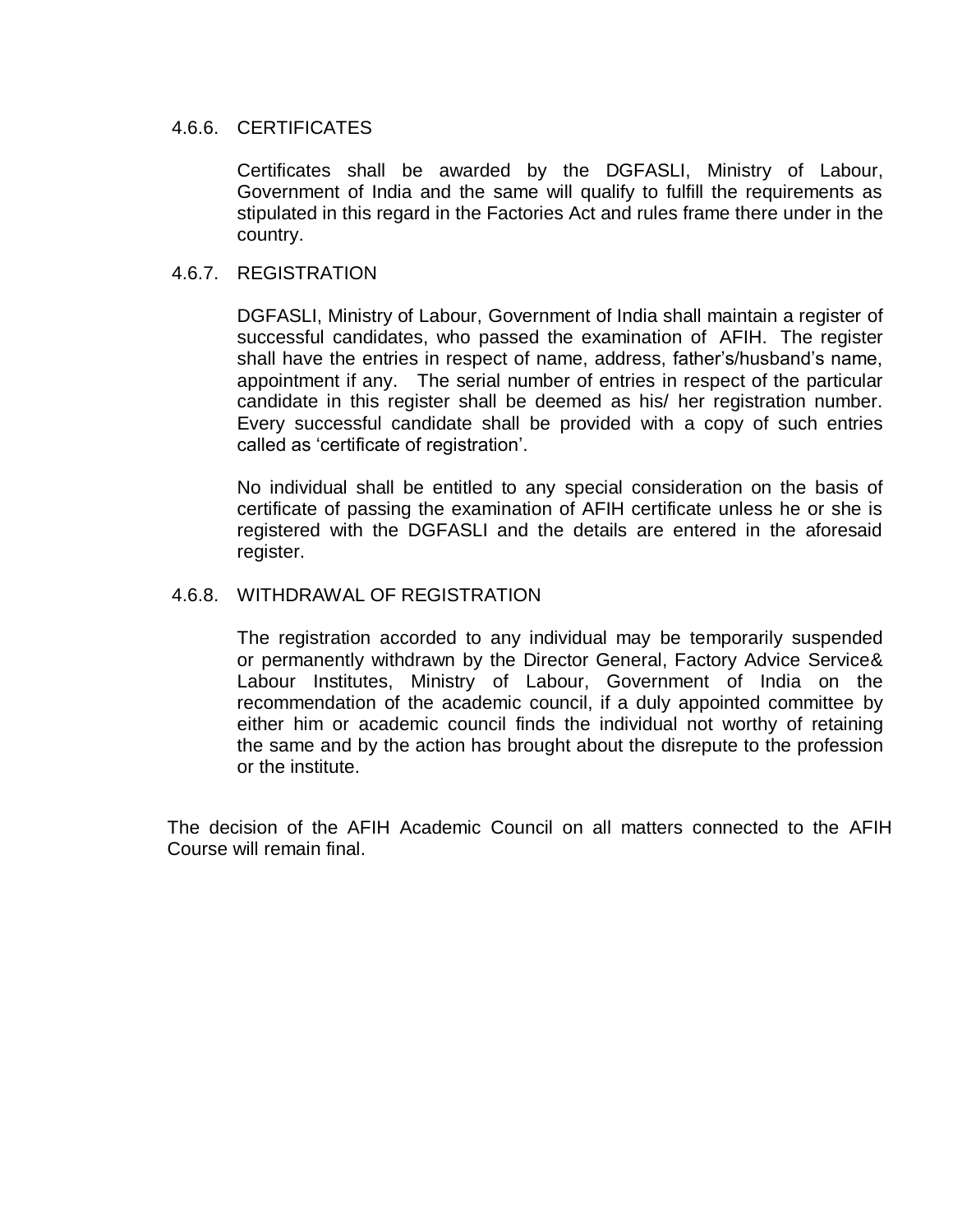### 4.6.6. CERTIFICATES

Certificates shall be awarded by the DGFASLI, Ministry of Labour, Government of India and the same will qualify to fulfill the requirements as stipulated in this regard in the Factories Act and rules frame there under in the country.

### 4.6.7. REGISTRATION

DGFASLI, Ministry of Labour, Government of India shall maintain a register of successful candidates, who passed the examination of AFIH. The register shall have the entries in respect of name, address, father's/husband's name, appointment if any. The serial number of entries in respect of the particular candidate in this register shall be deemed as his/ her registration number. Every successful candidate shall be provided with a copy of such entries called as 'certificate of registration'.

No individual shall be entitled to any special consideration on the basis of certificate of passing the examination of AFIH certificate unless he or she is registered with the DGFASLI and the details are entered in the aforesaid register.

### 4.6.8. WITHDRAWAL OF REGISTRATION

The registration accorded to any individual may be temporarily suspended or permanently withdrawn by the Director General, Factory Advice Service& Labour Institutes, Ministry of Labour, Government of India on the recommendation of the academic council, if a duly appointed committee by either him or academic council finds the individual not worthy of retaining the same and by the action has brought about the disrepute to the profession or the institute.

The decision of the AFIH Academic Council on all matters connected to the AFIH Course will remain final.